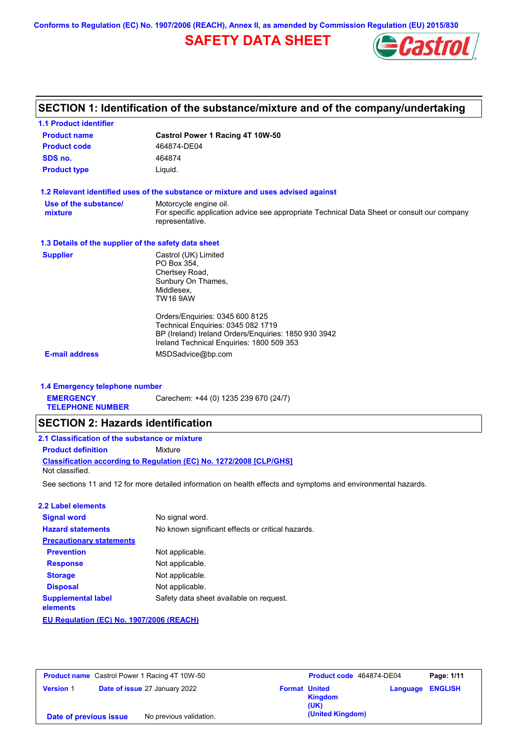Conforms to Regulation (EC) No. 1907/2006 (REACH), Annex II, as amended by Commission Regulation (EU) 2015/830

# SAFETY DATA SHEET

## SECTION 1: Identification of the substance/mixture and of the company/undertaking

### 1.1 Product identifier

| | |
|---|---|
| **Product name** | **Castrol Power 1 Racing 4T 10W-50** |
| **Product code** | 464874-DE04 |
| **SDS no.** | 464874 |
| **Product type** | Liquid. |

### 1.2 Relevant identified uses of the substance or mixture and uses advised against

| | |
|---|---|
| **Use of the substance/ mixture** | Motorcycle engine oil. For specific application advice see appropriate Technical Data Sheet or consult our company representative. |

### 1.3 Details of the supplier of the safety data sheet

**Supplier**

Castrol (UK) Limited
PO Box 354,
Chertsey Road,
Sunbury On Thames,
Middlesex,
TW16 9AW

Orders/Enquiries: 0345 600 8125
Technical Enquiries: 0345 082 1719
BP (Ireland) Ireland Orders/Enquiries: 1850 930 3942
Ireland Technical Enquiries: 1800 509 353

**E-mail address** MSDSadvice@bp.com

### 1.4 Emergency telephone number

**EMERGENCY TELEPHONE NUMBER** Carechem: +44 (0) 1235 239 670 (24/7)

## SECTION 2: Hazards identification

### 2.1 Classification of the substance or mixture

**Product definition** Mixture

**Classification according to Regulation (EC) No. 1272/2008 [CLP/GHS]**

Not classified.

See sections 11 and 12 for more detailed information on health effects and symptoms and environmental hazards.

### 2.2 Label elements

| | |
|---|---|
| **Signal word** | No signal word. |
| **Hazard statements** | No known significant effects or critical hazards. |
| **Precautionary statements** | |
| **Prevention** | Not applicable. |
| **Response** | Not applicable. |
| **Storage** | Not applicable. |
| **Disposal** | Not applicable. |
| **Supplemental label elements** | Safety data sheet available on request. |

**EU Regulation (EC) No. 1907/2006 (REACH)**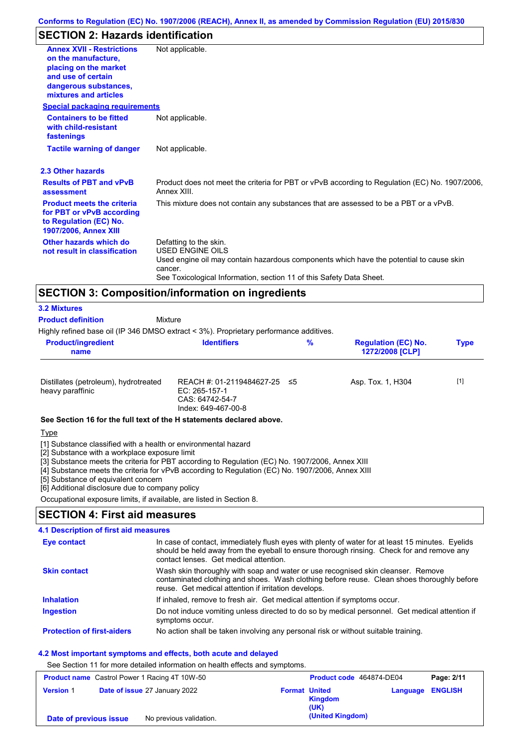Conforms to Regulation (EC) No. 1907/2006 (REACH), Annex II, as amended by Commission Regulation (EU) 2015/830

## SECTION 2: Hazards identification

**Annex XVII - Restrictions on the manufacture, placing on the market and use of certain dangerous substances, mixtures and articles**: Not applicable.

**Special packaging requirements**

**Containers to be fitted with child-resistant fastenings**: Not applicable.

**Tactile warning of danger**: Not applicable.

### 2.3 Other hazards

**Results of PBT and vPvB assessment**: Product does not meet the criteria for PBT or vPvB according to Regulation (EC) No. 1907/2006, Annex XIII.

**Product meets the criteria for PBT or vPvB according to Regulation (EC) No. 1907/2006, Annex XIII**: This mixture does not contain any substances that are assessed to be a PBT or a vPvB.

**Other hazards which do not result in classification**: Defatting to the skin.
USED ENGINE OILS
Used engine oil may contain hazardous components which have the potential to cause skin cancer.
See Toxicological Information, section 11 of this Safety Data Sheet.

## SECTION 3: Composition/information on ingredients

### 3.2 Mixtures

**Product definition**: Mixture

Highly refined base oil (IP 346 DMSO extract < 3%). Proprietary performance additives.

| Product/ingredient name | Identifiers | % | Regulation (EC) No. 1272/2008 [CLP] | Type |
|---|---|---|---|---|
| Distillates (petroleum), hydrotreated heavy paraffinic | REACH #: 01-2119484627-25<br>EC: 265-157-1<br>CAS: 64742-54-7<br>Index: 649-467-00-8 | ≤5 | Asp. Tox. 1, H304 | [1] |

**See Section 16 for the full text of the H statements declared above.**

Type

[1] Substance classified with a health or environmental hazard
[2] Substance with a workplace exposure limit
[3] Substance meets the criteria for PBT according to Regulation (EC) No. 1907/2006, Annex XIII
[4] Substance meets the criteria for vPvB according to Regulation (EC) No. 1907/2006, Annex XIII
[5] Substance of equivalent concern
[6] Additional disclosure due to company policy

Occupational exposure limits, if available, are listed in Section 8.

## SECTION 4: First aid measures

### 4.1 Description of first aid measures

**Eye contact**: In case of contact, immediately flush eyes with plenty of water for at least 15 minutes. Eyelids should be held away from the eyeball to ensure thorough rinsing. Check for and remove any contact lenses. Get medical attention.

**Skin contact**: Wash skin thoroughly with soap and water or use recognised skin cleanser. Remove contaminated clothing and shoes. Wash clothing before reuse. Clean shoes thoroughly before reuse. Get medical attention if irritation develops.

**Inhalation**: If inhaled, remove to fresh air. Get medical attention if symptoms occur.

**Ingestion**: Do not induce vomiting unless directed to do so by medical personnel. Get medical attention if symptoms occur.

**Protection of first-aiders**: No action shall be taken involving any personal risk or without suitable training.

### 4.2 Most important symptoms and effects, both acute and delayed

See Section 11 for more detailed information on health effects and symptoms.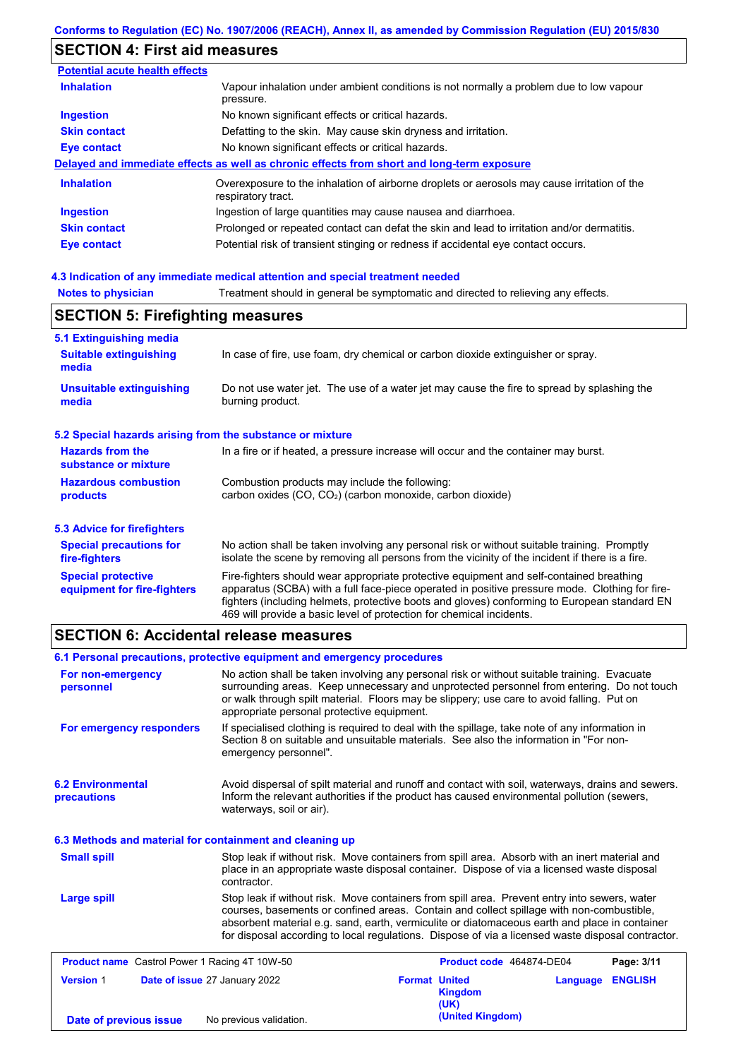## SECTION 4: First aid measures

**Potential acute health effects**

| | |
|---|---|
| **Inhalation** | Vapour inhalation under ambient conditions is not normally a problem due to low vapour pressure. |
| **Ingestion** | No known significant effects or critical hazards. |
| **Skin contact** | Defatting to the skin. May cause skin dryness and irritation. |
| **Eye contact** | No known significant effects or critical hazards. |

**Delayed and immediate effects as well as chronic effects from short and long-term exposure**

| | |
|---|---|
| **Inhalation** | Overexposure to the inhalation of airborne droplets or aerosols may cause irritation of the respiratory tract. |
| **Ingestion** | Ingestion of large quantities may cause nausea and diarrhoea. |
| **Skin contact** | Prolonged or repeated contact can defat the skin and lead to irritation and/or dermatitis. |
| **Eye contact** | Potential risk of transient stinging or redness if accidental eye contact occurs. |

### 4.3 Indication of any immediate medical attention and special treatment needed

| | |
|---|---|
| **Notes to physician** | Treatment should in general be symptomatic and directed to relieving any effects. |

## SECTION 5: Firefighting measures

### 5.1 Extinguishing media

| | |
|---|---|
| **Suitable extinguishing media** | In case of fire, use foam, dry chemical or carbon dioxide extinguisher or spray. |
| **Unsuitable extinguishing media** | Do not use water jet. The use of a water jet may cause the fire to spread by splashing the burning product. |

### 5.2 Special hazards arising from the substance or mixture

| | |
|---|---|
| **Hazards from the substance or mixture** | In a fire or if heated, a pressure increase will occur and the container may burst. |
| **Hazardous combustion products** | Combustion products may include the following: carbon oxides ($CO$, $CO_2$) (carbon monoxide, carbon dioxide) |

### 5.3 Advice for firefighters

| | |
|---|---|
| **Special precautions for fire-fighters** | No action shall be taken involving any personal risk or without suitable training. Promptly isolate the scene by removing all persons from the vicinity of the incident if there is a fire. |
| **Special protective equipment for fire-fighters** | Fire-fighters should wear appropriate protective equipment and self-contained breathing apparatus (SCBA) with a full face-piece operated in positive pressure mode. Clothing for fire-fighters (including helmets, protective boots and gloves) conforming to European standard EN 469 will provide a basic level of protection for chemical incidents. |

## SECTION 6: Accidental release measures

### 6.1 Personal precautions, protective equipment and emergency procedures

| | |
|---|---|
| **For non-emergency personnel** | No action shall be taken involving any personal risk or without suitable training. Evacuate surrounding areas. Keep unnecessary and unprotected personnel from entering. Do not touch or walk through spilt material. Floors may be slippery; use care to avoid falling. Put on appropriate personal protective equipment. |
| **For emergency responders** | If specialised clothing is required to deal with the spillage, take note of any information in Section 8 on suitable and unsuitable materials. See also the information in "For non-emergency personnel". |

| | |
|---|---|
| **6.2 Environmental precautions** | Avoid dispersal of spilt material and runoff and contact with soil, waterways, drains and sewers. Inform the relevant authorities if the product has caused environmental pollution (sewers, waterways, soil or air). |

### 6.3 Methods and material for containment and cleaning up

| | |
|---|---|
| **Small spill** | Stop leak if without risk. Move containers from spill area. Absorb with an inert material and place in an appropriate waste disposal container. Dispose of via a licensed waste disposal contractor. |
| **Large spill** | Stop leak if without risk. Move containers from spill area. Prevent entry into sewers, water courses, basements or confined areas. Contain and collect spillage with non-combustible, absorbent material e.g. sand, earth, vermiculite or diatomaceous earth and place in container for disposal according to local regulations. Dispose of via a licensed waste disposal contractor. |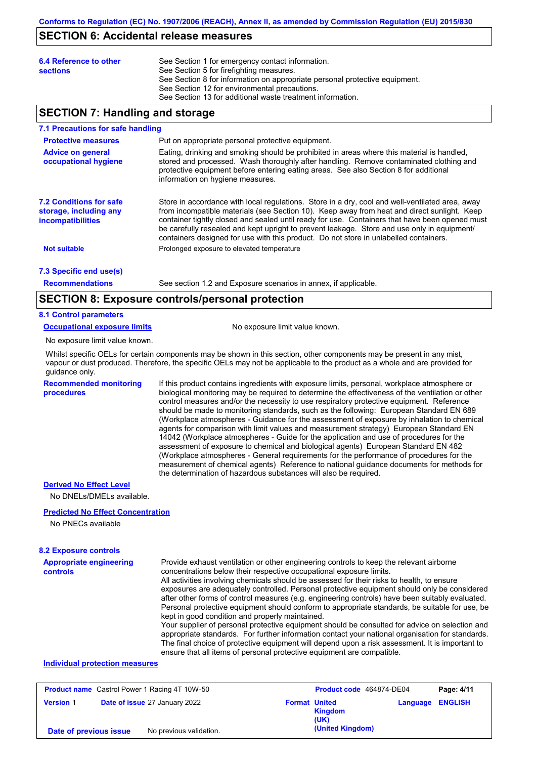## SECTION 6: Accidental release measures

**6.4 Reference to other sections**

See Section 1 for emergency contact information.
See Section 5 for firefighting measures.
See Section 8 for information on appropriate personal protective equipment.
See Section 12 for environmental precautions.
See Section 13 for additional waste treatment information.

## SECTION 7: Handling and storage

### 7.1 Precautions for safe handling

**Protective measures**

Put on appropriate personal protective equipment.

**Advice on general occupational hygiene**

Eating, drinking and smoking should be prohibited in areas where this material is handled, stored and processed. Wash thoroughly after handling. Remove contaminated clothing and protective equipment before entering eating areas. See also Section 8 for additional information on hygiene measures.

**7.2 Conditions for safe storage, including any incompatibilities**

Store in accordance with local regulations. Store in a dry, cool and well-ventilated area, away from incompatible materials (see Section 10). Keep away from heat and direct sunlight. Keep container tightly closed and sealed until ready for use. Containers that have been opened must be carefully resealed and kept upright to prevent leakage. Store and use only in equipment/ containers designed for use with this product. Do not store in unlabelled containers.

**Not suitable**

Prolonged exposure to elevated temperature

### 7.3 Specific end use(s)

**Recommendations**

See section 1.2 and Exposure scenarios in annex, if applicable.

## SECTION 8: Exposure controls/personal protection

### 8.1 Control parameters

**Occupational exposure limits**

No exposure limit value known.

No exposure limit value known.

Whilst specific OELs for certain components may be shown in this section, other components may be present in any mist, vapour or dust produced. Therefore, the specific OELs may not be applicable to the product as a whole and are provided for guidance only.

**Recommended monitoring procedures**

If this product contains ingredients with exposure limits, personal, workplace atmosphere or biological monitoring may be required to determine the effectiveness of the ventilation or other control measures and/or the necessity to use respiratory protective equipment. Reference should be made to monitoring standards, such as the following: European Standard EN 689 (Workplace atmospheres - Guidance for the assessment of exposure by inhalation to chemical agents for comparison with limit values and measurement strategy) European Standard EN 14042 (Workplace atmospheres - Guide for the application and use of procedures for the assessment of exposure to chemical and biological agents) European Standard EN 482 (Workplace atmospheres - General requirements for the performance of procedures for the measurement of chemical agents) Reference to national guidance documents for methods for the determination of hazardous substances will also be required.

**Derived No Effect Level**

No DNELs/DMELs available.

**Predicted No Effect Concentration**

No PNECs available

### 8.2 Exposure controls

**Appropriate engineering controls**

Provide exhaust ventilation or other engineering controls to keep the relevant airborne concentrations below their respective occupational exposure limits.
All activities involving chemicals should be assessed for their risks to health, to ensure exposures are adequately controlled. Personal protective equipment should only be considered after other forms of control measures (e.g. engineering controls) have been suitably evaluated. Personal protective equipment should conform to appropriate standards, be suitable for use, be kept in good condition and properly maintained.
Your supplier of personal protective equipment should be consulted for advice on selection and appropriate standards. For further information contact your national organisation for standards. The final choice of protective equipment will depend upon a risk assessment. It is important to ensure that all items of personal protective equipment are compatible.

**Individual protection measures**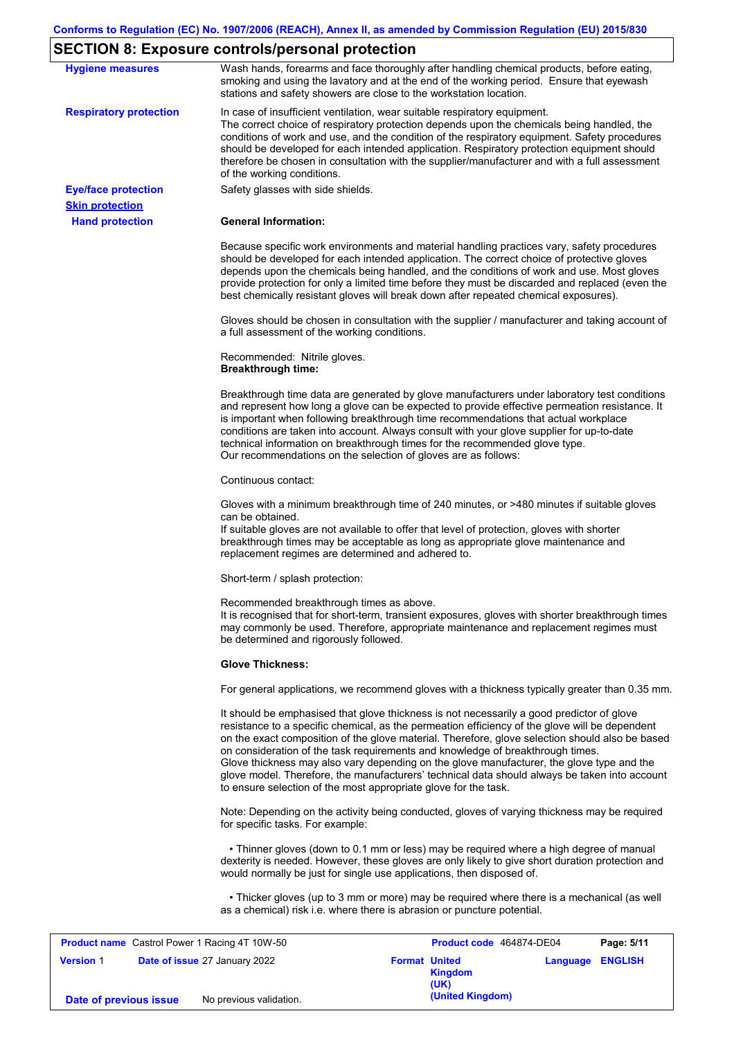## SECTION 8: Exposure controls/personal protection

**Hygiene measures**

Wash hands, forearms and face thoroughly after handling chemical products, before eating, smoking and using the lavatory and at the end of the working period. Ensure that eyewash stations and safety showers are close to the workstation location.

**Respiratory protection**

In case of insufficient ventilation, wear suitable respiratory equipment.
The correct choice of respiratory protection depends upon the chemicals being handled, the conditions of work and use, and the condition of the respiratory equipment. Safety procedures should be developed for each intended application. Respiratory protection equipment should therefore be chosen in consultation with the supplier/manufacturer and with a full assessment of the working conditions.

**Eye/face protection**

Safety glasses with side shields.

**Skin protection**

**Hand protection**

**General Information:**

Because specific work environments and material handling practices vary, safety procedures should be developed for each intended application. The correct choice of protective gloves depends upon the chemicals being handled, and the conditions of work and use. Most gloves provide protection for only a limited time before they must be discarded and replaced (even the best chemically resistant gloves will break down after repeated chemical exposures).

Gloves should be chosen in consultation with the supplier / manufacturer and taking account of a full assessment of the working conditions.

Recommended: Nitrile gloves.
**Breakthrough time:**

Breakthrough time data are generated by glove manufacturers under laboratory test conditions and represent how long a glove can be expected to provide effective permeation resistance. It is important when following breakthrough time recommendations that actual workplace conditions are taken into account. Always consult with your glove supplier for up-to-date technical information on breakthrough times for the recommended glove type.
Our recommendations on the selection of gloves are as follows:

Continuous contact:

Gloves with a minimum breakthrough time of 240 minutes, or >480 minutes if suitable gloves can be obtained.
If suitable gloves are not available to offer that level of protection, gloves with shorter breakthrough times may be acceptable as long as appropriate glove maintenance and replacement regimes are determined and adhered to.

Short-term / splash protection:

Recommended breakthrough times as above.
It is recognised that for short-term, transient exposures, gloves with shorter breakthrough times may commonly be used. Therefore, appropriate maintenance and replacement regimes must be determined and rigorously followed.

**Glove Thickness:**

For general applications, we recommend gloves with a thickness typically greater than 0.35 mm.

It should be emphasised that glove thickness is not necessarily a good predictor of glove resistance to a specific chemical, as the permeation efficiency of the glove will be dependent on the exact composition of the glove material. Therefore, glove selection should also be based on consideration of the task requirements and knowledge of breakthrough times.
Glove thickness may also vary depending on the glove manufacturer, the glove type and the glove model. Therefore, the manufacturers' technical data should always be taken into account to ensure selection of the most appropriate glove for the task.

Note: Depending on the activity being conducted, gloves of varying thickness may be required for specific tasks. For example:

• Thinner gloves (down to 0.1 mm or less) may be required where a high degree of manual dexterity is needed. However, these gloves are only likely to give short duration protection and would normally be just for single use applications, then disposed of.

• Thicker gloves (up to 3 mm or more) may be required where there is a mechanical (as well as a chemical) risk i.e. where there is abrasion or puncture potential.

| **Product name** Castrol Power 1 Racing 4T 10W-50 | | **Product code** 464874-DE04 | **Page: 5/11** |
|---|---|---|---|
| **Version** 1 | **Date of issue** 27 January 2022 | **Format** United Kingdom (UK) (United Kingdom) | **Language** ENGLISH |
| **Date of previous issue** | No previous validation. | | |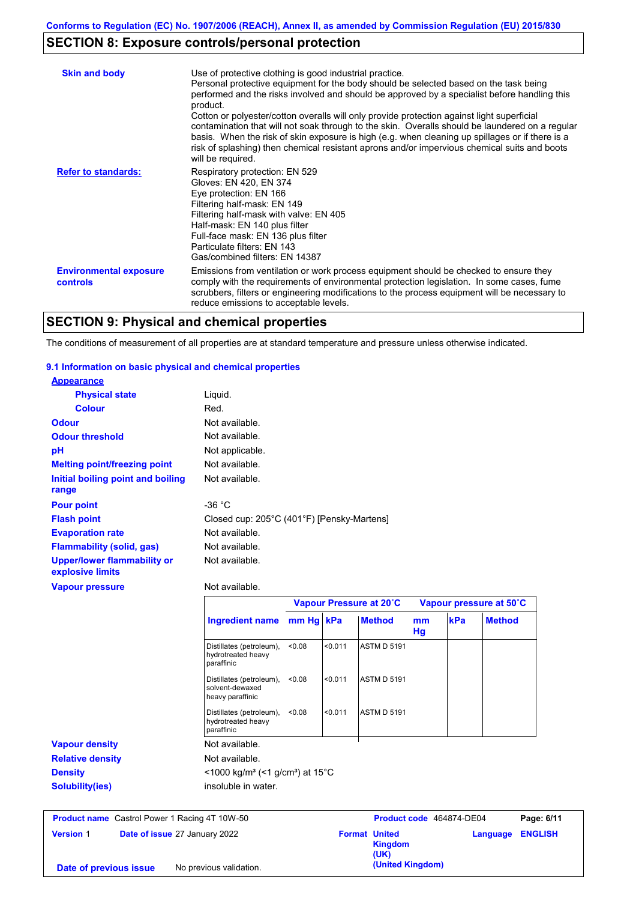## SECTION 8: Exposure controls/personal protection

| | |
|---|---|
| **Skin and body** | Use of protective clothing is good industrial practice. Personal protective equipment for the body should be selected based on the task being performed and the risks involved and should be approved by a specialist before handling this product. Cotton or polyester/cotton overalls will only provide protection against light superficial contamination that will not soak through to the skin. Overalls should be laundered on a regular basis. When the risk of skin exposure is high (e.g. when cleaning up spillages or if there is a risk of splashing) then chemical resistant aprons and/or impervious chemical suits and boots will be required. |
| **Refer to standards:** | Respiratory protection: EN 529<br>Gloves: EN 420, EN 374<br>Eye protection: EN 166<br>Filtering half-mask: EN 149<br>Filtering half-mask with valve: EN 405<br>Half-mask: EN 140 plus filter<br>Full-face mask: EN 136 plus filter<br>Particulate filters: EN 143<br>Gas/combined filters: EN 14387 |
| **Environmental exposure controls** | Emissions from ventilation or work process equipment should be checked to ensure they comply with the requirements of environmental protection legislation. In some cases, fume scrubbers, filters or engineering modifications to the process equipment will be necessary to reduce emissions to acceptable levels. |

## SECTION 9: Physical and chemical properties

The conditions of measurement of all properties are at standard temperature and pressure unless otherwise indicated.

### 9.1 Information on basic physical and chemical properties

**Appearance**

| | |
|---|---|
| **Physical state** | Liquid. |
| **Colour** | Red. |
| **Odour** | Not available. |
| **Odour threshold** | Not available. |
| **pH** | Not applicable. |
| **Melting point/freezing point** | Not available. |
| **Initial boiling point and boiling range** | Not available. |
| **Pour point** | -36 °C |
| **Flash point** | Closed cup: 205°C (401°F) [Pensky-Martens] |
| **Evaporation rate** | Not available. |
| **Flammability (solid, gas)** | Not available. |
| **Upper/lower flammability or explosive limits** | Not available. |
| **Vapour pressure** | Not available. |

| | Vapour Pressure at 20˚C | | | Vapour pressure at 50˚C | | |
|---|---|---|---|---|---|---|
| **Ingredient name** | **mm Hg** | **kPa** | **Method** | **mm Hg** | **kPa** | **Method** |
| Distillates (petroleum), hydrotreated heavy paraffinic | <0.08 | <0.011 | ASTM D 5191 | | | |
| Distillates (petroleum), solvent-dewaxed heavy paraffinic | <0.08 | <0.011 | ASTM D 5191 | | | |
| Distillates (petroleum), hydrotreated heavy paraffinic | <0.08 | <0.011 | ASTM D 5191 | | | |

| | |
|---|---|
| **Vapour density** | Not available. |
| **Relative density** | Not available. |
| **Density** | <1000 kg/m³ (<1 g/cm³) at 15°C |
| **Solubility(ies)** | insoluble in water. |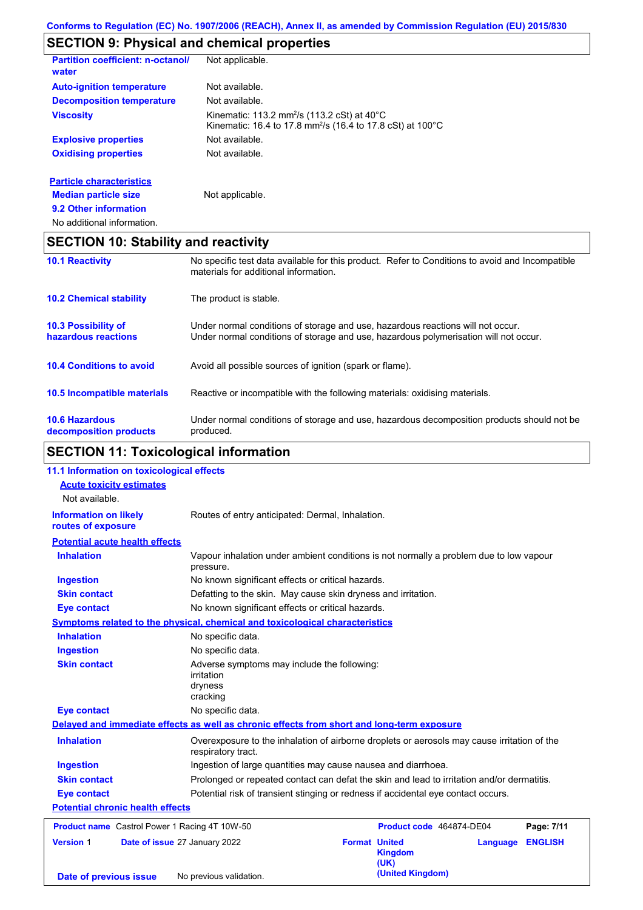Conforms to Regulation (EC) No. 1907/2006 (REACH), Annex II, as amended by Commission Regulation (EU) 2015/830

## SECTION 9: Physical and chemical properties

| | |
|---|---|
| **Partition coefficient: n-octanol/ water** | Not applicable. |
| **Auto-ignition temperature** | Not available. |
| **Decomposition temperature** | Not available. |
| **Viscosity** | Kinematic: 113.2 $mm^2/s$ (113.2 cSt) at 40°C<br>Kinematic: 16.4 to 17.8 $mm^2/s$ (16.4 to 17.8 cSt) at 100°C |
| **Explosive properties** | Not available. |
| **Oxidising properties** | Not available. |

**Particle characteristics**

| | |
|---|---|
| **Median particle size** | Not applicable. |

**9.2 Other information**

No additional information.

## SECTION 10: Stability and reactivity

| | |
|---|---|
| **10.1 Reactivity** | No specific test data available for this product. Refer to Conditions to avoid and Incompatible materials for additional information. |
| **10.2 Chemical stability** | The product is stable. |
| **10.3 Possibility of hazardous reactions** | Under normal conditions of storage and use, hazardous reactions will not occur.<br>Under normal conditions of storage and use, hazardous polymerisation will not occur. |
| **10.4 Conditions to avoid** | Avoid all possible sources of ignition (spark or flame). |
| **10.5 Incompatible materials** | Reactive or incompatible with the following materials: oxidising materials. |
| **10.6 Hazardous decomposition products** | Under normal conditions of storage and use, hazardous decomposition products should not be produced. |

## SECTION 11: Toxicological information

**11.1 Information on toxicological effects**

**Acute toxicity estimates**

Not available.

| | |
|---|---|
| **Information on likely routes of exposure** | Routes of entry anticipated: Dermal, Inhalation. |

**Potential acute health effects**

| | |
|---|---|
| **Inhalation** | Vapour inhalation under ambient conditions is not normally a problem due to low vapour pressure. |
| **Ingestion** | No known significant effects or critical hazards. |
| **Skin contact** | Defatting to the skin. May cause skin dryness and irritation. |
| **Eye contact** | No known significant effects or critical hazards. |

**Symptoms related to the physical, chemical and toxicological characteristics**

| | |
|---|---|
| **Inhalation** | No specific data. |
| **Ingestion** | No specific data. |
| **Skin contact** | Adverse symptoms may include the following:<br>irritation<br>dryness<br>cracking |
| **Eye contact** | No specific data. |

**Delayed and immediate effects as well as chronic effects from short and long-term exposure**

| | |
|---|---|
| **Inhalation** | Overexposure to the inhalation of airborne droplets or aerosols may cause irritation of the respiratory tract. |
| **Ingestion** | Ingestion of large quantities may cause nausea and diarrhoea. |
| **Skin contact** | Prolonged or repeated contact can defat the skin and lead to irritation and/or dermatitis. |
| **Eye contact** | Potential risk of transient stinging or redness if accidental eye contact occurs. |

**Potential chronic health effects**

| | | | |
|---|---|---|---|
| **Product name** Castrol Power 1 Racing 4T 10W-50 | | **Product code** 464874-DE04 | |
| **Version** 1 | **Date of issue** 27 January 2022 | **Format** United Kingdom (UK) (United Kingdom) | **Language** ENGLISH |
| **Date of previous issue** | No previous validation. | | |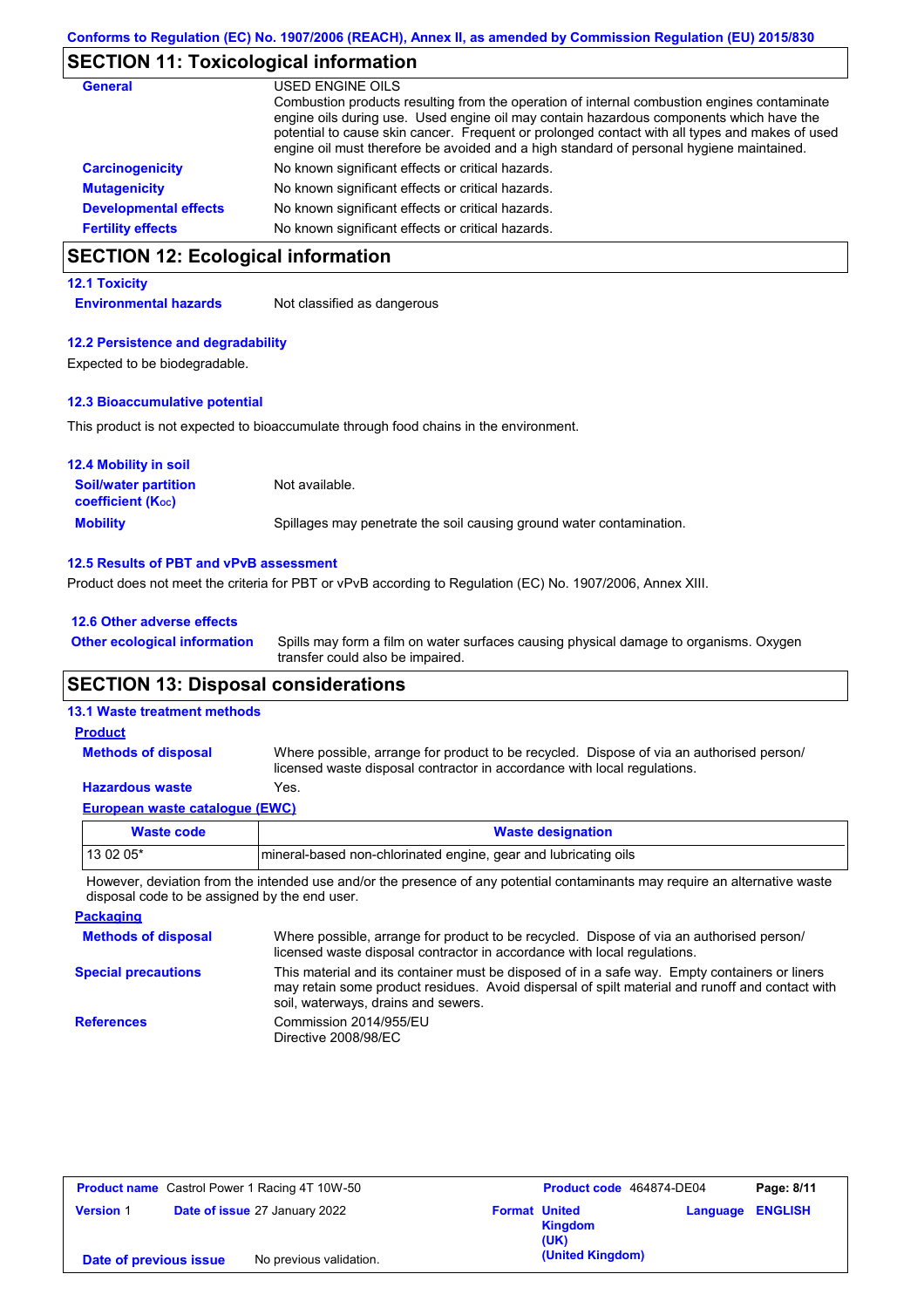Conforms to Regulation (EC) No. 1907/2006 (REACH), Annex II, as amended by Commission Regulation (EU) 2015/830

## SECTION 11: Toxicological information

**General**

USED ENGINE OILS

Combustion products resulting from the operation of internal combustion engines contaminate engine oils during use. Used engine oil may contain hazardous components which have the potential to cause skin cancer. Frequent or prolonged contact with all types and makes of used engine oil must therefore be avoided and a high standard of personal hygiene maintained.

**Carcinogenicity**: No known significant effects or critical hazards.

**Mutagenicity**: No known significant effects or critical hazards.

**Developmental effects**: No known significant effects or critical hazards.

**Fertility effects**: No known significant effects or critical hazards.

## SECTION 12: Ecological information

### 12.1 Toxicity

**Environmental hazards**: Not classified as dangerous

### 12.2 Persistence and degradability

Expected to be biodegradable.

### 12.3 Bioaccumulative potential

This product is not expected to bioaccumulate through food chains in the environment.

### 12.4 Mobility in soil

**Soil/water partition coefficient ($K_{OC}$)**: Not available.

**Mobility**: Spillages may penetrate the soil causing ground water contamination.

### 12.5 Results of PBT and vPvB assessment

Product does not meet the criteria for PBT or vPvB according to Regulation (EC) No. 1907/2006, Annex XIII.

### 12.6 Other adverse effects

**Other ecological information**: Spills may form a film on water surfaces causing physical damage to organisms. Oxygen transfer could also be impaired.

## SECTION 13: Disposal considerations

### 13.1 Waste treatment methods

**Product**

**Methods of disposal**: Where possible, arrange for product to be recycled. Dispose of via an authorised person/ licensed waste disposal contractor in accordance with local regulations.

**Hazardous waste**: Yes.

**European waste catalogue (EWC)**

| Waste code | Waste designation |
|---|---|
| 13 02 05* | mineral-based non-chlorinated engine, gear and lubricating oils |

However, deviation from the intended use and/or the presence of any potential contaminants may require an alternative waste disposal code to be assigned by the end user.

**Packaging**

**Methods of disposal**: Where possible, arrange for product to be recycled. Dispose of via an authorised person/ licensed waste disposal contractor in accordance with local regulations.

**Special precautions**: This material and its container must be disposed of in a safe way. Empty containers or liners may retain some product residues. Avoid dispersal of spilt material and runoff and contact with soil, waterways, drains and sewers.

**References**: Commission 2014/955/EU
Directive 2008/98/EC

| Product name Castrol Power 1 Racing 4T 10W-50 | Product code 464874-DE04 | Page: 8/11 |
|---|---|---|
| Version 1 / Date of issue 27 January 2022 | Format United Kingdom (UK) (United Kingdom) | Language ENGLISH |
| Date of previous issue No previous validation. | | |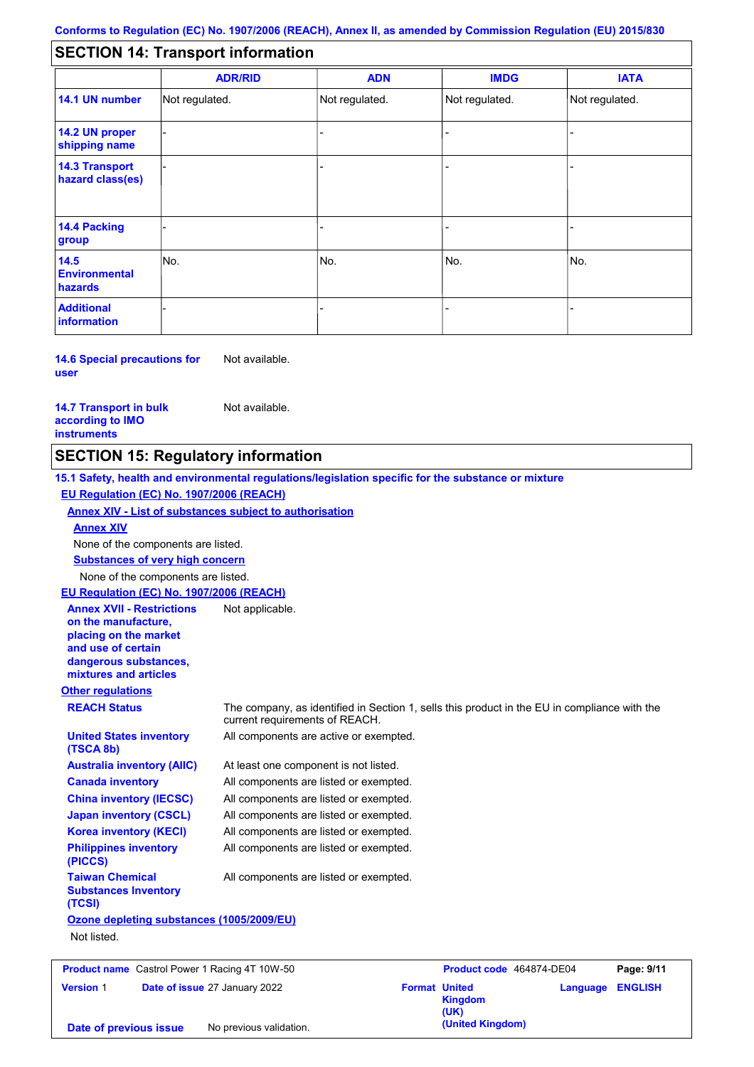Conforms to Regulation (EC) No. 1907/2006 (REACH), Annex II, as amended by Commission Regulation (EU) 2015/830

## SECTION 14: Transport information

| | ADR/RID | ADN | IMDG | IATA |
|---|---|---|---|---|
| **14.1 UN number** | Not regulated. | Not regulated. | Not regulated. | Not regulated. |
| **14.2 UN proper shipping name** | - | - | - | - |
| **14.3 Transport hazard class(es)** | - | - | - | - |
| **14.4 Packing group** | - | - | - | - |
| **14.5 Environmental hazards** | No. | No. | No. | No. |
| **Additional information** | - | - | - | - |

**14.6 Special precautions for user** Not available.

**14.7 Transport in bulk according to IMO instruments** Not available.

## SECTION 15: Regulatory information

**15.1 Safety, health and environmental regulations/legislation specific for the substance or mixture**

**EU Regulation (EC) No. 1907/2006 (REACH)**

**Annex XIV - List of substances subject to authorisation**

**Annex XIV**

None of the components are listed.

**Substances of very high concern**

None of the components are listed.

**EU Regulation (EC) No. 1907/2006 (REACH)**

**Annex XVII - Restrictions on the manufacture, placing on the market and use of certain dangerous substances, mixtures and articles** Not applicable.

**Other regulations**

**REACH Status** The company, as identified in Section 1, sells this product in the EU in compliance with the current requirements of REACH.

**United States inventory (TSCA 8b)** All components are active or exempted.

**Australia inventory (AIIC)** At least one component is not listed.

**Canada inventory** All components are listed or exempted.

**China inventory (IECSC)** All components are listed or exempted.

**Japan inventory (CSCL)** All components are listed or exempted.

**Korea inventory (KECI)** All components are listed or exempted.

**Philippines inventory (PICCS)** All components are listed or exempted.

**Taiwan Chemical Substances Inventory (TCSI)** All components are listed or exempted.

**Ozone depleting substances (1005/2009/EU)**

Not listed.

| **Product name** Castrol Power 1 Racing 4T 10W-50 | | **Product code** 464874-DE04 | **Page: 9/11** |
|---|---|---|---|
| **Version** 1 | **Date of issue** 27 January 2022 | **Format** United Kingdom (UK) (United Kingdom) | **Language** ENGLISH |
| **Date of previous issue** | No previous validation. | | |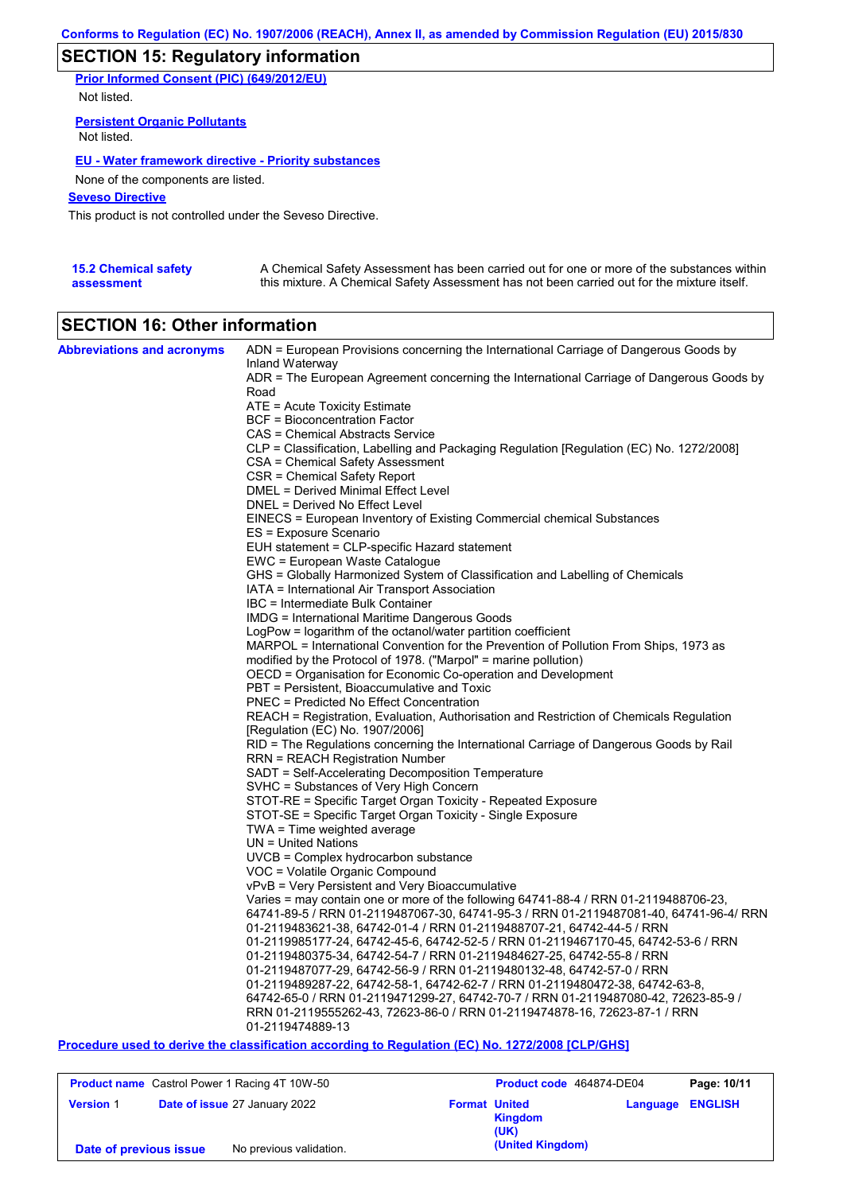## SECTION 15: Regulatory information

**Prior Informed Consent (PIC) (649/2012/EU)**

Not listed.

**Persistent Organic Pollutants**

Not listed.

**EU - Water framework directive - Priority substances**

None of the components are listed.

**Seveso Directive**

This product is not controlled under the Seveso Directive.

**15.2 Chemical safety assessment**

A Chemical Safety Assessment has been carried out for one or more of the substances within this mixture. A Chemical Safety Assessment has not been carried out for the mixture itself.

## SECTION 16: Other information

**Abbreviations and acronyms**

ADN = European Provisions concerning the International Carriage of Dangerous Goods by Inland Waterway
ADR = The European Agreement concerning the International Carriage of Dangerous Goods by Road
ATE = Acute Toxicity Estimate
BCF = Bioconcentration Factor
CAS = Chemical Abstracts Service
CLP = Classification, Labelling and Packaging Regulation [Regulation (EC) No. 1272/2008]
CSA = Chemical Safety Assessment
CSR = Chemical Safety Report
DMEL = Derived Minimal Effect Level
DNEL = Derived No Effect Level
EINECS = European Inventory of Existing Commercial chemical Substances
ES = Exposure Scenario
EUH statement = CLP-specific Hazard statement
EWC = European Waste Catalogue
GHS = Globally Harmonized System of Classification and Labelling of Chemicals
IATA = International Air Transport Association
IBC = Intermediate Bulk Container
IMDG = International Maritime Dangerous Goods
LogPow = logarithm of the octanol/water partition coefficient
MARPOL = International Convention for the Prevention of Pollution From Ships, 1973 as modified by the Protocol of 1978. ("Marpol" = marine pollution)
OECD = Organisation for Economic Co-operation and Development
PBT = Persistent, Bioaccumulative and Toxic
PNEC = Predicted No Effect Concentration
REACH = Registration, Evaluation, Authorisation and Restriction of Chemicals Regulation [Regulation (EC) No. 1907/2006]
RID = The Regulations concerning the International Carriage of Dangerous Goods by Rail
RRN = REACH Registration Number
SADT = Self-Accelerating Decomposition Temperature
SVHC = Substances of Very High Concern
STOT-RE = Specific Target Organ Toxicity - Repeated Exposure
STOT-SE = Specific Target Organ Toxicity - Single Exposure
TWA = Time weighted average
UN = United Nations
UVCB = Complex hydrocarbon substance
VOC = Volatile Organic Compound
vPvB = Very Persistent and Very Bioaccumulative
Varies = may contain one or more of the following 64741-88-4 / RRN 01-2119488706-23, 64741-89-5 / RRN 01-2119487067-30, 64741-95-3 / RRN 01-2119487081-40, 64741-96-4/ RRN 01-2119483621-38, 64742-01-4 / RRN 01-2119488707-21, 64742-44-5 / RRN 01-2119985177-24, 64742-45-6, 64742-52-5 / RRN 01-2119467170-45, 64742-53-6 / RRN 01-2119480375-34, 64742-54-7 / RRN 01-2119484627-25, 64742-55-8 / RRN 01-2119487077-29, 64742-56-9 / RRN 01-2119480132-48, 64742-57-0 / RRN 01-2119489287-22, 64742-58-1, 64742-62-7 / RRN 01-2119480472-38, 64742-63-8, 64742-65-0 / RRN 01-2119471299-27, 64742-70-7 / RRN 01-2119487080-42, 72623-85-9 / RRN 01-2119555262-43, 72623-86-0 / RRN 01-2119474878-16, 72623-87-1 / RRN 01-2119474889-13

**Procedure used to derive the classification according to Regulation (EC) No. 1272/2008 [CLP/GHS]**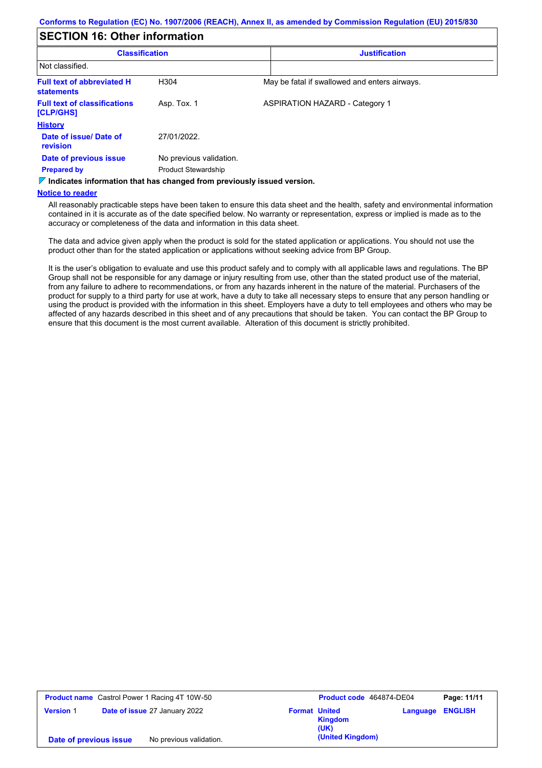## SECTION 16: Other information

| Classification | Justification |
|---|---|
| Not classified. | |

| | | |
|---|---|---|
| **Full text of abbreviated H statements** | H304 | May be fatal if swallowed and enters airways. |
| **Full text of classifications [CLP/GHS]** | Asp. Tox. 1 | ASPIRATION HAZARD - Category 1 |

**History**

| | |
|---|---|
| **Date of issue/ Date of revision** | 27/01/2022. |
| **Date of previous issue** | No previous validation. |
| **Prepared by** | Product Stewardship |

**Indicates information that has changed from previously issued version.**

**Notice to reader**

All reasonably practicable steps have been taken to ensure this data sheet and the health, safety and environmental information contained in it is accurate as of the date specified below. No warranty or representation, express or implied is made as to the accuracy or completeness of the data and information in this data sheet.

The data and advice given apply when the product is sold for the stated application or applications. You should not use the product other than for the stated application or applications without seeking advice from BP Group.

It is the user's obligation to evaluate and use this product safely and to comply with all applicable laws and regulations. The BP Group shall not be responsible for any damage or injury resulting from use, other than the stated product use of the material, from any failure to adhere to recommendations, or from any hazards inherent in the nature of the material. Purchasers of the product for supply to a third party for use at work, have a duty to take all necessary steps to ensure that any person handling or using the product is provided with the information in this sheet. Employers have a duty to tell employees and others who may be affected of any hazards described in this sheet and of any precautions that should be taken. You can contact the BP Group to ensure that this document is the most current available. Alteration of this document is strictly prohibited.